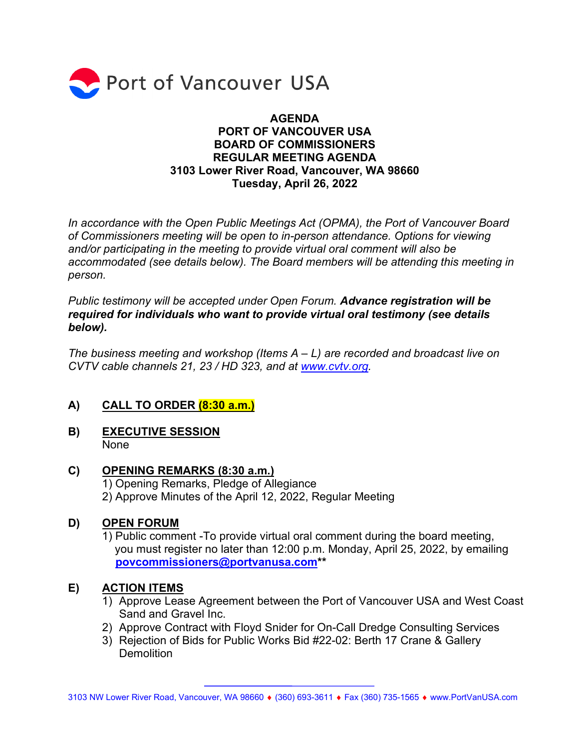Port of Vancouver USA

# AGENDA
# PORT OF VANCOUVER USA
# BOARD OF COMMISSIONERS
# REGULAR MEETING AGENDA
# 3103 Lower River Road, Vancouver, WA 98660
# Tuesday, April 26, 2022

*In accordance with the Open Public Meetings Act (OPMA), the Port of Vancouver Board of Commissioners meeting will be open to in-person attendance. Options for viewing and/or participating in the meeting to provide virtual oral comment will also be accommodated (see details below). The Board members will be attending this meeting in person.*

*Public testimony will be accepted under Open Forum.* ***Advance registration will be required for individuals who want to provide virtual oral testimony (see details below).***

*The business meeting and workshop (Items A – L) are recorded and broadcast live on CVTV cable channels 21, 23 / HD 323, and at [www.cvtv.org](http://www.cvtv.org).*

**A) CALL TO ORDER (8:30 a.m.)**

**B) EXECUTIVE SESSION**
None

**C) OPENING REMARKS (8:30 a.m.)**
1) Opening Remarks, Pledge of Allegiance
2) Approve Minutes of the April 12, 2022, Regular Meeting

**D) OPEN FORUM**
1) Public comment -To provide virtual oral comment during the board meeting, you must register no later than 12:00 p.m. Monday, April 25, 2022, by emailing **povcommissioners@portvanusa.com****

**E) ACTION ITEMS**
1) Approve Lease Agreement between the Port of Vancouver USA and West Coast Sand and Gravel Inc.
2) Approve Contract with Floyd Snider for On-Call Dredge Consulting Services
3) Rejection of Bids for Public Works Bid #22-02: Berth 17 Crane & Gallery Demolition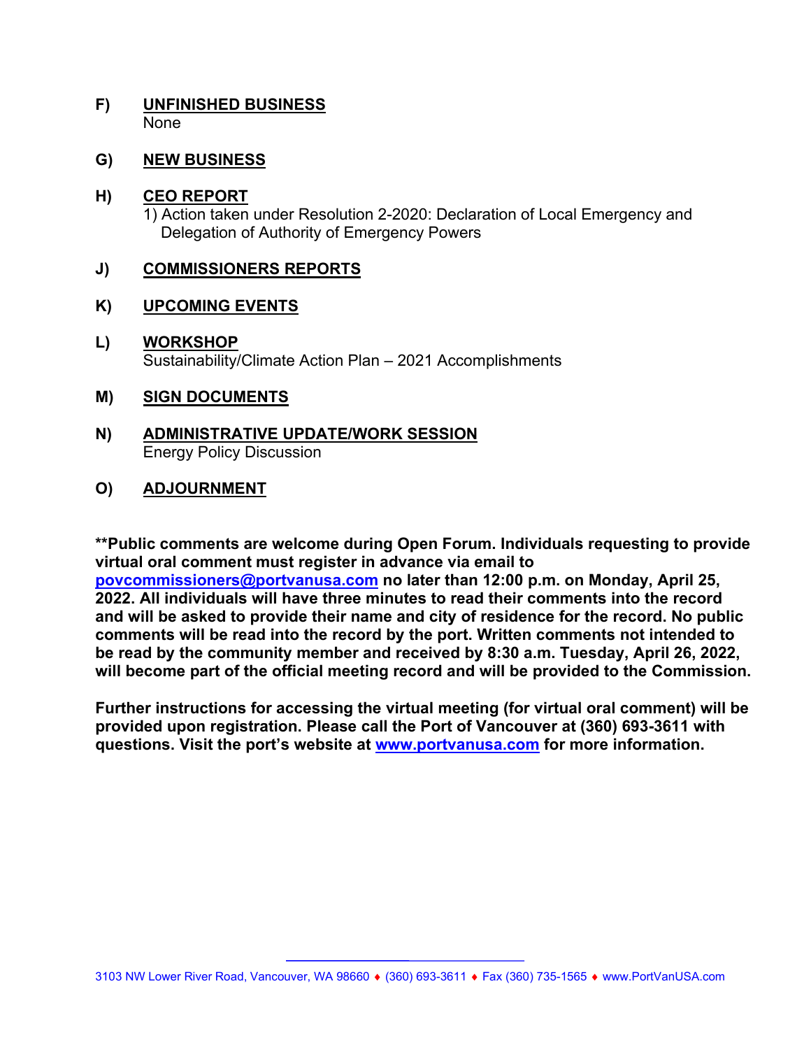**F) UNFINISHED BUSINESS**
None

**G) NEW BUSINESS**

**H) CEO REPORT**
1) Action taken under Resolution 2-2020: Declaration of Local Emergency and Delegation of Authority of Emergency Powers

**J) COMMISSIONERS REPORTS**

**K) UPCOMING EVENTS**

**L) WORKSHOP**
Sustainability/Climate Action Plan – 2021 Accomplishments

**M) SIGN DOCUMENTS**

**N) ADMINISTRATIVE UPDATE/WORK SESSION**
Energy Policy Discussion

**O) ADJOURNMENT**

****Public comments are welcome during Open Forum. Individuals requesting to provide virtual oral comment must register in advance via email to povcommissioners@portvanusa.com no later than 12:00 p.m. on Monday, April 25, 2022. All individuals will have three minutes to read their comments into the record and will be asked to provide their name and city of residence for the record. No public comments will be read into the record by the port. Written comments not intended to be read by the community member and received by 8:30 a.m. Tuesday, April 26, 2022, will become part of the official meeting record and will be provided to the Commission.**

**Further instructions for accessing the virtual meeting (for virtual oral comment) will be provided upon registration. Please call the Port of Vancouver at (360) 693-3611 with questions. Visit the port's website at www.portvanusa.com for more information.**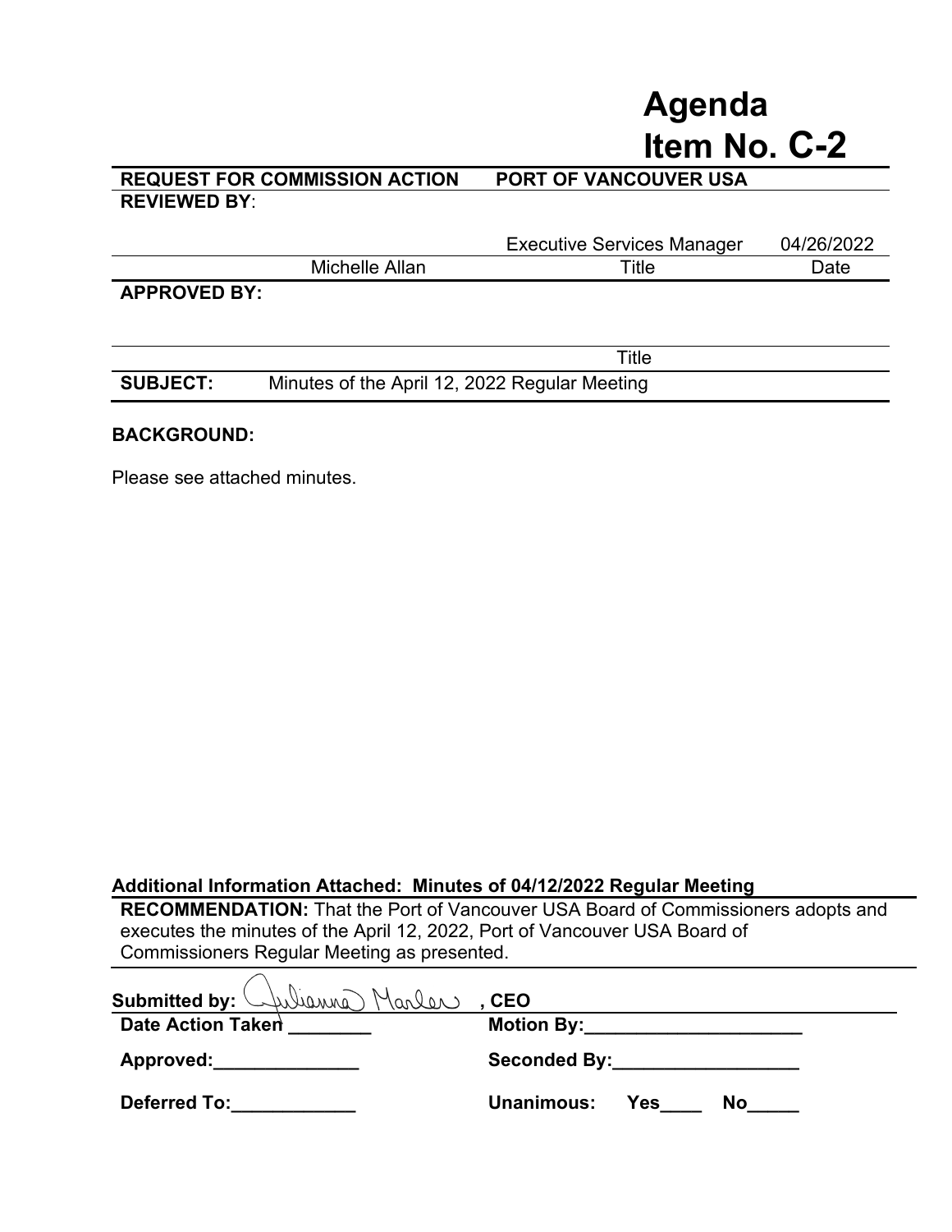# Agenda Item No. C-2

| REQUEST FOR COMMISSION ACTION | PORT OF VANCOUVER USA | |
|---|---|---|
| **REVIEWED BY**: | | |
| | Executive Services Manager | 04/26/2022 |
| Michelle Allan | Title | Date |
| **APPROVED BY:** | | |
| | Title | |

**SUBJECT:** Minutes of the April 12, 2022 Regular Meeting

**BACKGROUND:**

Please see attached minutes.

**Additional Information Attached: Minutes of 04/12/2022 Regular Meeting**

**RECOMMENDATION:** That the Port of Vancouver USA Board of Commissioners adopts and executes the minutes of the April 12, 2022, Port of Vancouver USA Board of Commissioners Regular Meeting as presented.

**Submitted by:** Julianna Marler **, CEO**

| | |
|---|---|
| **Date Action Taken** ________ | **Motion By:**_____________________ |
| **Approved:**______________ | **Seconded By:**__________________ |
| **Deferred To:**____________ | **Unanimous: Yes**____ **No**_____ |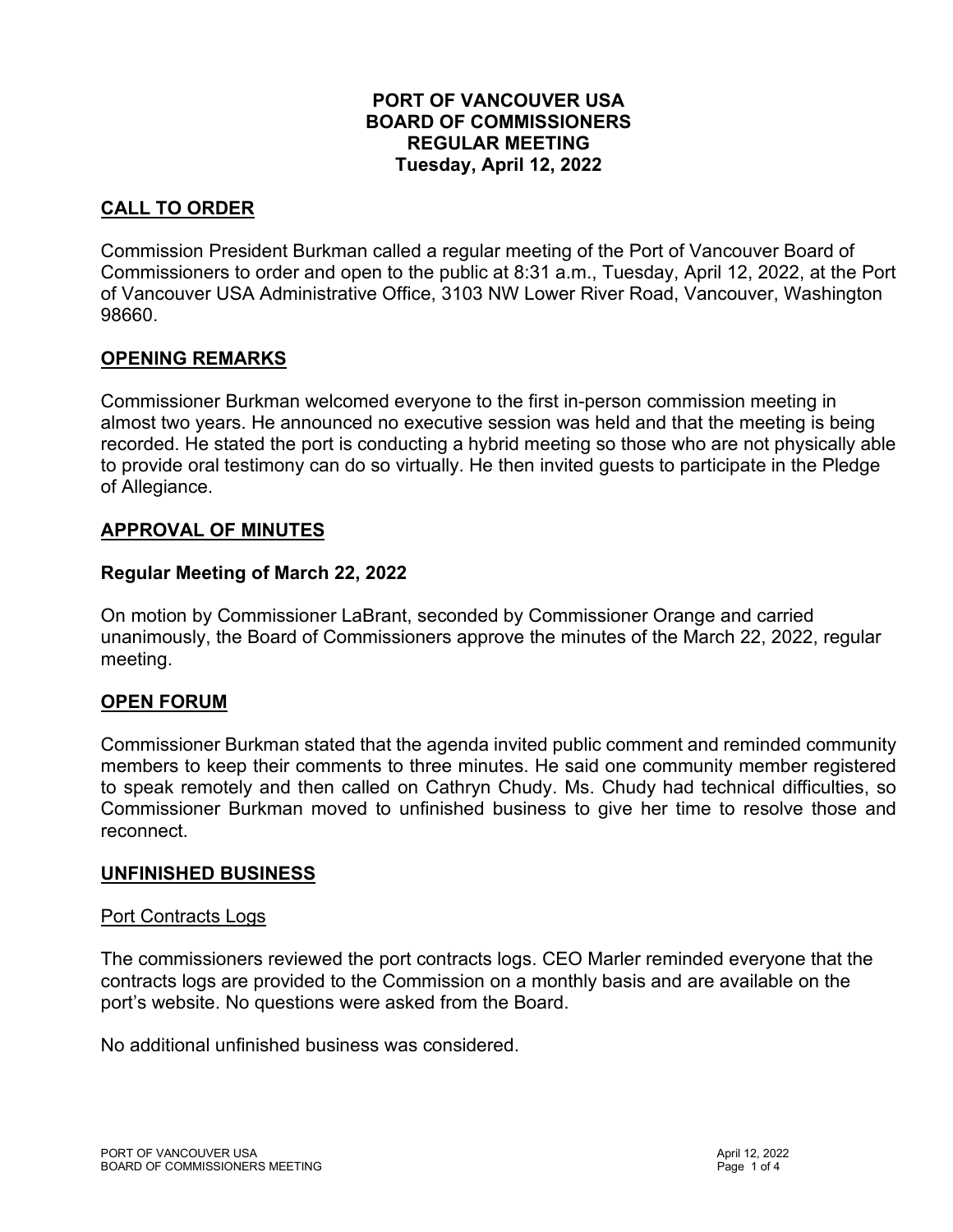# PORT OF VANCOUVER USA
# BOARD OF COMMISSIONERS
# REGULAR MEETING
# Tuesday, April 12, 2022

## CALL TO ORDER

Commission President Burkman called a regular meeting of the Port of Vancouver Board of Commissioners to order and open to the public at 8:31 a.m., Tuesday, April 12, 2022, at the Port of Vancouver USA Administrative Office, 3103 NW Lower River Road, Vancouver, Washington 98660.

## OPENING REMARKS

Commissioner Burkman welcomed everyone to the first in-person commission meeting in almost two years. He announced no executive session was held and that the meeting is being recorded. He stated the port is conducting a hybrid meeting so those who are not physically able to provide oral testimony can do so virtually. He then invited guests to participate in the Pledge of Allegiance.

## APPROVAL OF MINUTES

### Regular Meeting of March 22, 2022

On motion by Commissioner LaBrant, seconded by Commissioner Orange and carried unanimously, the Board of Commissioners approve the minutes of the March 22, 2022, regular meeting.

## OPEN FORUM

Commissioner Burkman stated that the agenda invited public comment and reminded community members to keep their comments to three minutes. He said one community member registered to speak remotely and then called on Cathryn Chudy. Ms. Chudy had technical difficulties, so Commissioner Burkman moved to unfinished business to give her time to resolve those and reconnect.

## UNFINISHED BUSINESS

Port Contracts Logs

The commissioners reviewed the port contracts logs. CEO Marler reminded everyone that the contracts logs are provided to the Commission on a monthly basis and are available on the port's website. No questions were asked from the Board.

No additional unfinished business was considered.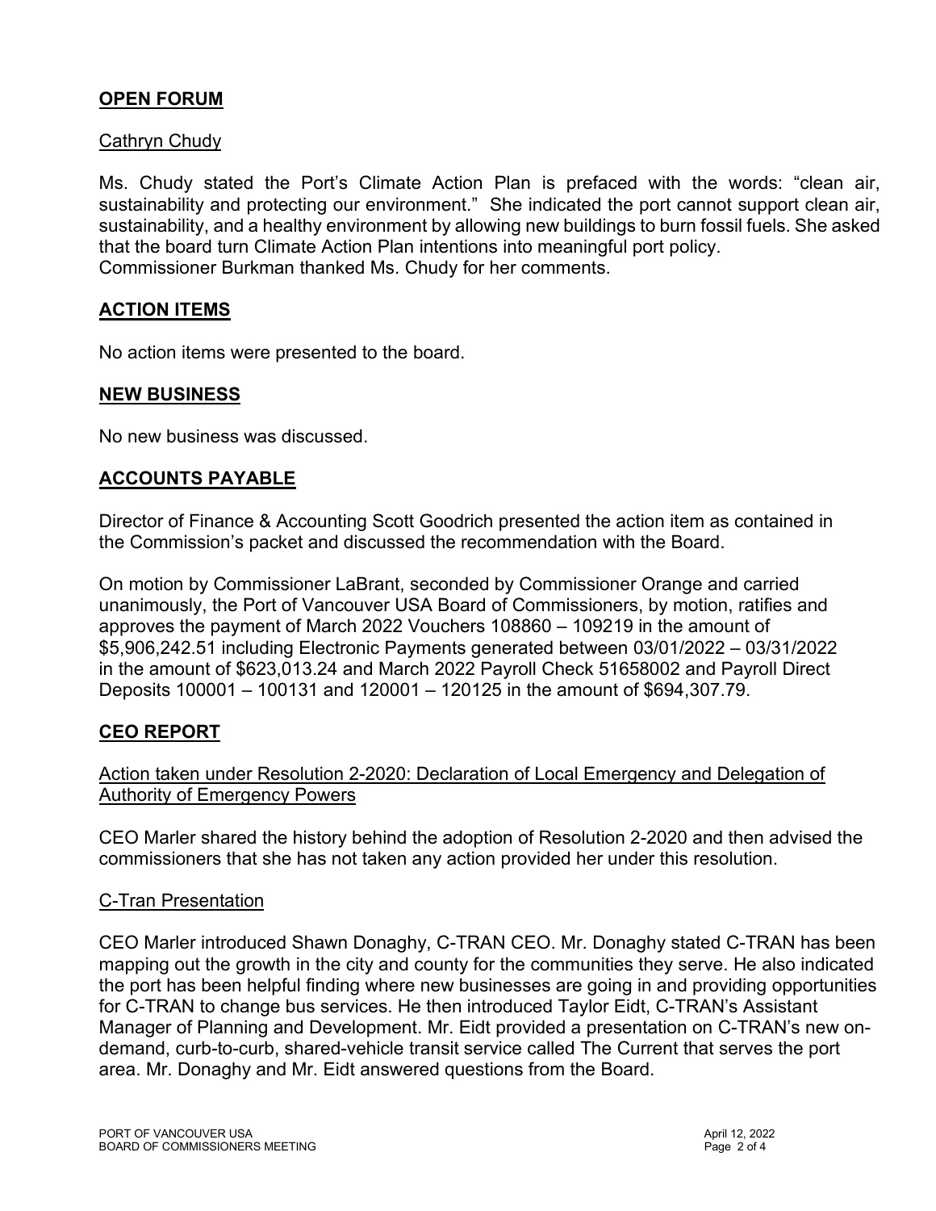## OPEN FORUM

Cathryn Chudy

Ms. Chudy stated the Port's Climate Action Plan is prefaced with the words: "clean air, sustainability and protecting our environment." She indicated the port cannot support clean air, sustainability, and a healthy environment by allowing new buildings to burn fossil fuels. She asked that the board turn Climate Action Plan intentions into meaningful port policy.
Commissioner Burkman thanked Ms. Chudy for her comments.

## ACTION ITEMS

No action items were presented to the board.

## NEW BUSINESS

No new business was discussed.

## ACCOUNTS PAYABLE

Director of Finance & Accounting Scott Goodrich presented the action item as contained in the Commission's packet and discussed the recommendation with the Board.

On motion by Commissioner LaBrant, seconded by Commissioner Orange and carried unanimously, the Port of Vancouver USA Board of Commissioners, by motion, ratifies and approves the payment of March 2022 Vouchers 108860 – 109219 in the amount of $5,906,242.51 including Electronic Payments generated between 03/01/2022 – 03/31/2022 in the amount of $623,013.24 and March 2022 Payroll Check 51658002 and Payroll Direct Deposits 100001 – 100131 and 120001 – 120125 in the amount of $694,307.79.

## CEO REPORT

Action taken under Resolution 2-2020: Declaration of Local Emergency and Delegation of Authority of Emergency Powers

CEO Marler shared the history behind the adoption of Resolution 2-2020 and then advised the commissioners that she has not taken any action provided her under this resolution.

C-Tran Presentation

CEO Marler introduced Shawn Donaghy, C-TRAN CEO. Mr. Donaghy stated C-TRAN has been mapping out the growth in the city and county for the communities they serve. He also indicated the port has been helpful finding where new businesses are going in and providing opportunities for C-TRAN to change bus services. He then introduced Taylor Eidt, C-TRAN's Assistant Manager of Planning and Development. Mr. Eidt provided a presentation on C-TRAN's new on-demand, curb-to-curb, shared-vehicle transit service called The Current that serves the port area. Mr. Donaghy and Mr. Eidt answered questions from the Board.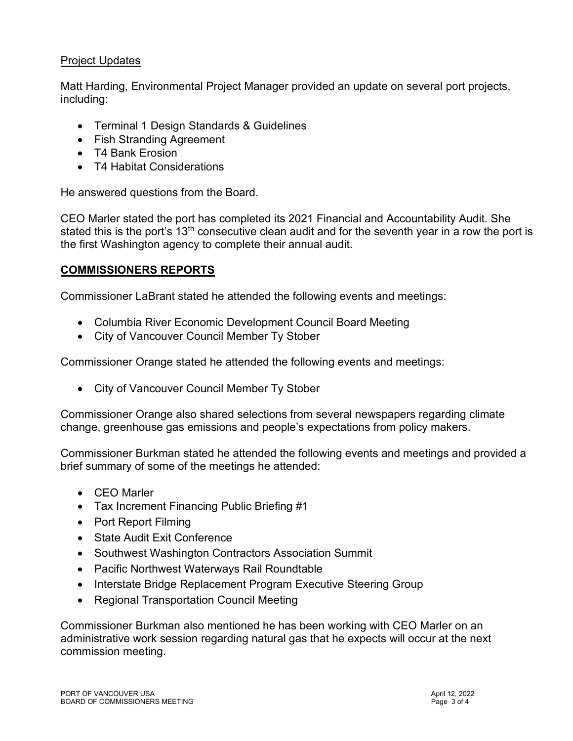Project Updates

Matt Harding, Environmental Project Manager provided an update on several port projects, including:

- Terminal 1 Design Standards & Guidelines
- Fish Stranding Agreement
- T4 Bank Erosion
- T4 Habitat Considerations

He answered questions from the Board.

CEO Marler stated the port has completed its 2021 Financial and Accountability Audit. She stated this is the port's 13th consecutive clean audit and for the seventh year in a row the port is the first Washington agency to complete their annual audit.

## COMMISSIONERS REPORTS

Commissioner LaBrant stated he attended the following events and meetings:

- Columbia River Economic Development Council Board Meeting
- City of Vancouver Council Member Ty Stober

Commissioner Orange stated he attended the following events and meetings:

- City of Vancouver Council Member Ty Stober

Commissioner Orange also shared selections from several newspapers regarding climate change, greenhouse gas emissions and people's expectations from policy makers.

Commissioner Burkman stated he attended the following events and meetings and provided a brief summary of some of the meetings he attended:

- CEO Marler
- Tax Increment Financing Public Briefing #1
- Port Report Filming
- State Audit Exit Conference
- Southwest Washington Contractors Association Summit
- Pacific Northwest Waterways Rail Roundtable
- Interstate Bridge Replacement Program Executive Steering Group
- Regional Transportation Council Meeting

Commissioner Burkman also mentioned he has been working with CEO Marler on an administrative work session regarding natural gas that he expects will occur at the next commission meeting.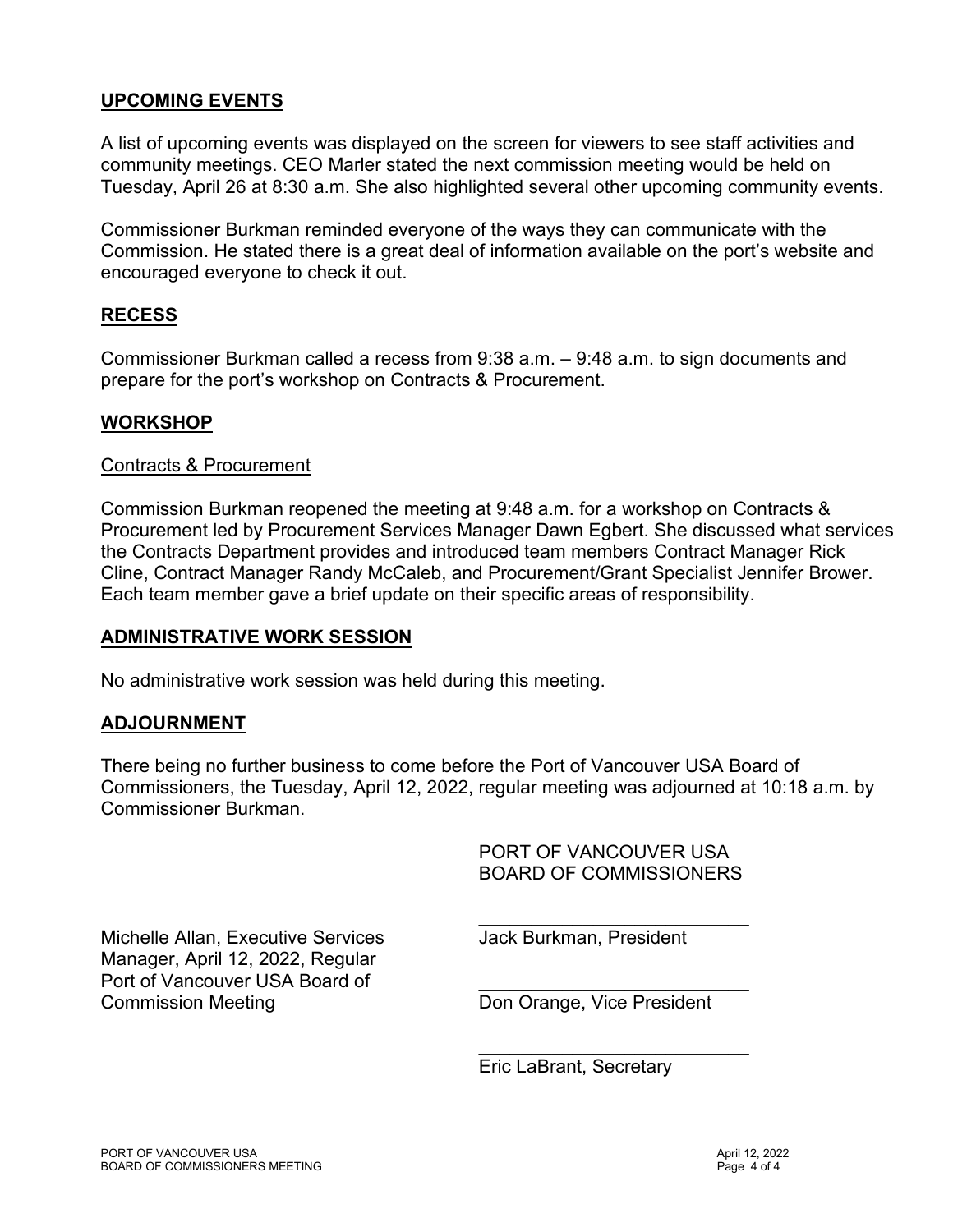## UPCOMING EVENTS

A list of upcoming events was displayed on the screen for viewers to see staff activities and community meetings. CEO Marler stated the next commission meeting would be held on Tuesday, April 26 at 8:30 a.m. She also highlighted several other upcoming community events.

Commissioner Burkman reminded everyone of the ways they can communicate with the Commission. He stated there is a great deal of information available on the port's website and encouraged everyone to check it out.

## RECESS

Commissioner Burkman called a recess from 9:38 a.m. – 9:48 a.m. to sign documents and prepare for the port's workshop on Contracts & Procurement.

## WORKSHOP

### Contracts & Procurement

Commission Burkman reopened the meeting at 9:48 a.m. for a workshop on Contracts & Procurement led by Procurement Services Manager Dawn Egbert. She discussed what services the Contracts Department provides and introduced team members Contract Manager Rick Cline, Contract Manager Randy McCaleb, and Procurement/Grant Specialist Jennifer Brower. Each team member gave a brief update on their specific areas of responsibility.

## ADMINISTRATIVE WORK SESSION

No administrative work session was held during this meeting.

## ADJOURNMENT

There being no further business to come before the Port of Vancouver USA Board of Commissioners, the Tuesday, April 12, 2022, regular meeting was adjourned at 10:18 a.m. by Commissioner Burkman.

PORT OF VANCOUVER USA
BOARD OF COMMISSIONERS

Michelle Allan, Executive Services Manager, April 12, 2022, Regular Port of Vancouver USA Board of Commission Meeting

___________________________
Jack Burkman, President

___________________________
Don Orange, Vice President

___________________________
Eric LaBrant, Secretary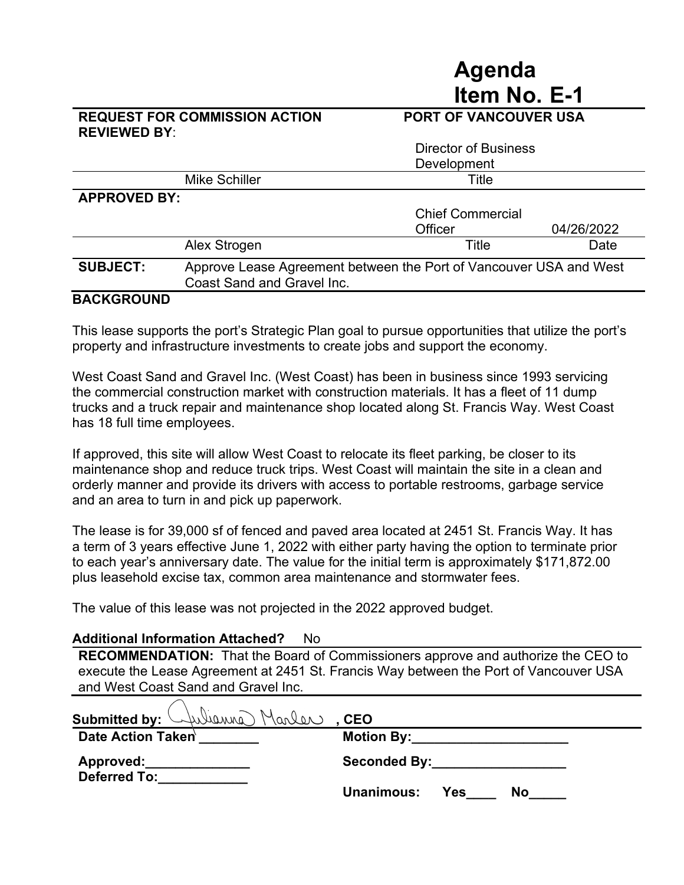# Agenda Item No. E-1

**REQUEST FOR COMMISSION ACTION** | **PORT OF VANCOUVER USA**

**REVIEWED BY**:

| | | | |
|---|---|---|---|
| | Mike Schiller | Director of Business Development | |
| | | Title | |
| **APPROVED BY:** | | | |
| | Alex Strogen | Chief Commercial Officer | 04/26/2022 |
| | | Title | Date |

**SUBJECT:** Approve Lease Agreement between the Port of Vancouver USA and West Coast Sand and Gravel Inc.

## BACKGROUND

This lease supports the port's Strategic Plan goal to pursue opportunities that utilize the port's property and infrastructure investments to create jobs and support the economy.

West Coast Sand and Gravel Inc. (West Coast) has been in business since 1993 servicing the commercial construction market with construction materials. It has a fleet of 11 dump trucks and a truck repair and maintenance shop located along St. Francis Way. West Coast has 18 full time employees.

If approved, this site will allow West Coast to relocate its fleet parking, be closer to its maintenance shop and reduce truck trips. West Coast will maintain the site in a clean and orderly manner and provide its drivers with access to portable restrooms, garbage service and an area to turn in and pick up paperwork.

The lease is for 39,000 sf of fenced and paved area located at 2451 St. Francis Way. It has a term of 3 years effective June 1, 2022 with either party having the option to terminate prior to each year's anniversary date. The value for the initial term is approximately $171,872.00 plus leasehold excise tax, common area maintenance and stormwater fees.

The value of this lease was not projected in the 2022 approved budget.

**Additional Information Attached?** No

**RECOMMENDATION:** That the Board of Commissioners approve and authorize the CEO to execute the Lease Agreement at 2451 St. Francis Way between the Port of Vancouver USA and West Coast Sand and Gravel Inc.

**Submitted by:** Julianna Marler **, CEO**

**Date Action Taken** ________ **Motion By:**_____________________

**Approved:**______________ **Seconded By:**__________________

**Deferred To:**____________

**Unanimous: Yes**____ **No**_____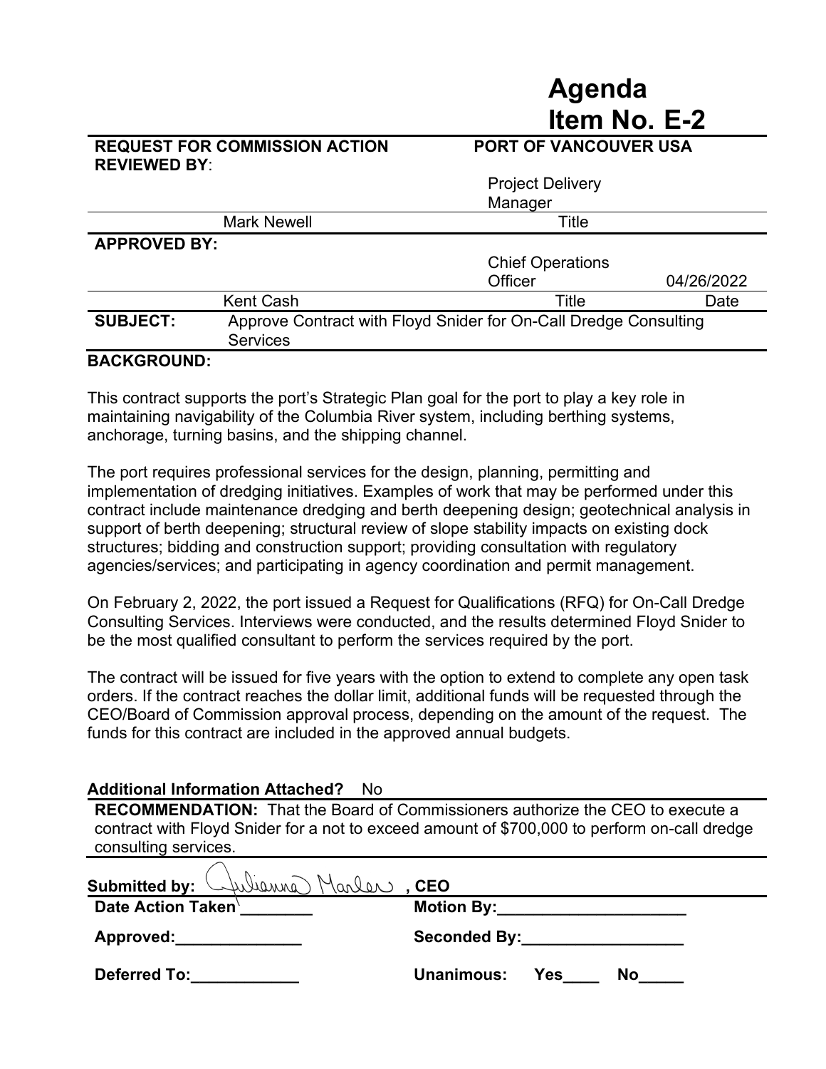# Agenda Item No. E-2

| REQUEST FOR COMMISSION ACTION | PORT OF VANCOUVER USA | |
|---|---|---|
| **REVIEWED BY**: | | |
| Mark Newell | Project Delivery Manager | |
| | Title | |
| **APPROVED BY:** | | |
| Kent Cash | Chief Operations Officer | 04/26/2022 |
| | Title | Date |

**SUBJECT:** Approve Contract with Floyd Snider for On-Call Dredge Consulting Services

**BACKGROUND:**

This contract supports the port's Strategic Plan goal for the port to play a key role in maintaining navigability of the Columbia River system, including berthing systems, anchorage, turning basins, and the shipping channel.

The port requires professional services for the design, planning, permitting and implementation of dredging initiatives. Examples of work that may be performed under this contract include maintenance dredging and berth deepening design; geotechnical analysis in support of berth deepening; structural review of slope stability impacts on existing dock structures; bidding and construction support; providing consultation with regulatory agencies/services; and participating in agency coordination and permit management.

On February 2, 2022, the port issued a Request for Qualifications (RFQ) for On-Call Dredge Consulting Services. Interviews were conducted, and the results determined Floyd Snider to be the most qualified consultant to perform the services required by the port.

The contract will be issued for five years with the option to extend to complete any open task orders. If the contract reaches the dollar limit, additional funds will be requested through the CEO/Board of Commission approval process, depending on the amount of the request. The funds for this contract are included in the approved annual budgets.

**Additional Information Attached?** No

**RECOMMENDATION:** That the Board of Commissioners authorize the CEO to execute a contract with Floyd Snider for a not to exceed amount of $700,000 to perform on-call dredge consulting services.

**Submitted by:** Julianna Marler **, CEO**

**Date Action Taken** ________ **Motion By:** ______________________

**Approved:** ______________ **Seconded By:** __________________

**Deferred To:** ____________ **Unanimous: Yes**____ **No**_____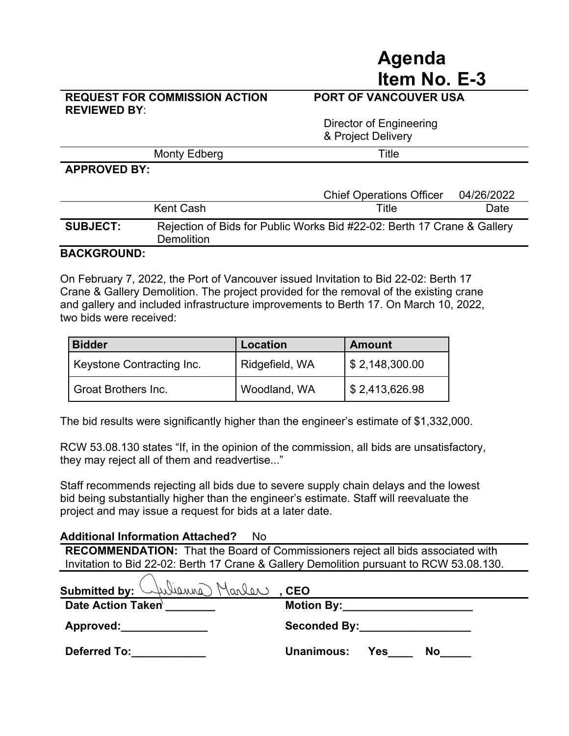# Agenda Item No. E-3

**REQUEST FOR COMMISSION ACTION** **PORT OF VANCOUVER USA**

**REVIEWED BY**:

| | | |
|---|---|---|
| Monty Edberg | Director of Engineering & Project Delivery | |
| | Title | |

**APPROVED BY:**

| | | |
|---|---|---|
| Kent Cash | Chief Operations Officer | 04/26/2022 |
| | Title | Date |

**SUBJECT:** Rejection of Bids for Public Works Bid #22-02: Berth 17 Crane & Gallery Demolition

**BACKGROUND:**

On February 7, 2022, the Port of Vancouver issued Invitation to Bid 22-02: Berth 17 Crane & Gallery Demolition. The project provided for the removal of the existing crane and gallery and included infrastructure improvements to Berth 17. On March 10, 2022, two bids were received:

| Bidder | Location | Amount |
|---|---|---|
| Keystone Contracting Inc. | Ridgefield, WA | $ 2,148,300.00 |
| Groat Brothers Inc. | Woodland, WA | $ 2,413,626.98 |

The bid results were significantly higher than the engineer's estimate of $1,332,000.

RCW 53.08.130 states "If, in the opinion of the commission, all bids are unsatisfactory, they may reject all of them and readvertise..."

Staff recommends rejecting all bids due to severe supply chain delays and the lowest bid being substantially higher than the engineer's estimate. Staff will reevaluate the project and may issue a request for bids at a later date.

**Additional Information Attached?** No

**RECOMMENDATION:** That the Board of Commissioners reject all bids associated with Invitation to Bid 22-02: Berth 17 Crane & Gallery Demolition pursuant to RCW 53.08.130.

**Submitted by:** Julianna Marler **, CEO**

**Date Action Taken** ________ **Motion By:**_____________________

**Approved:**______________ **Seconded By:**__________________

**Deferred To:**____________ **Unanimous: Yes**____ **No**_____